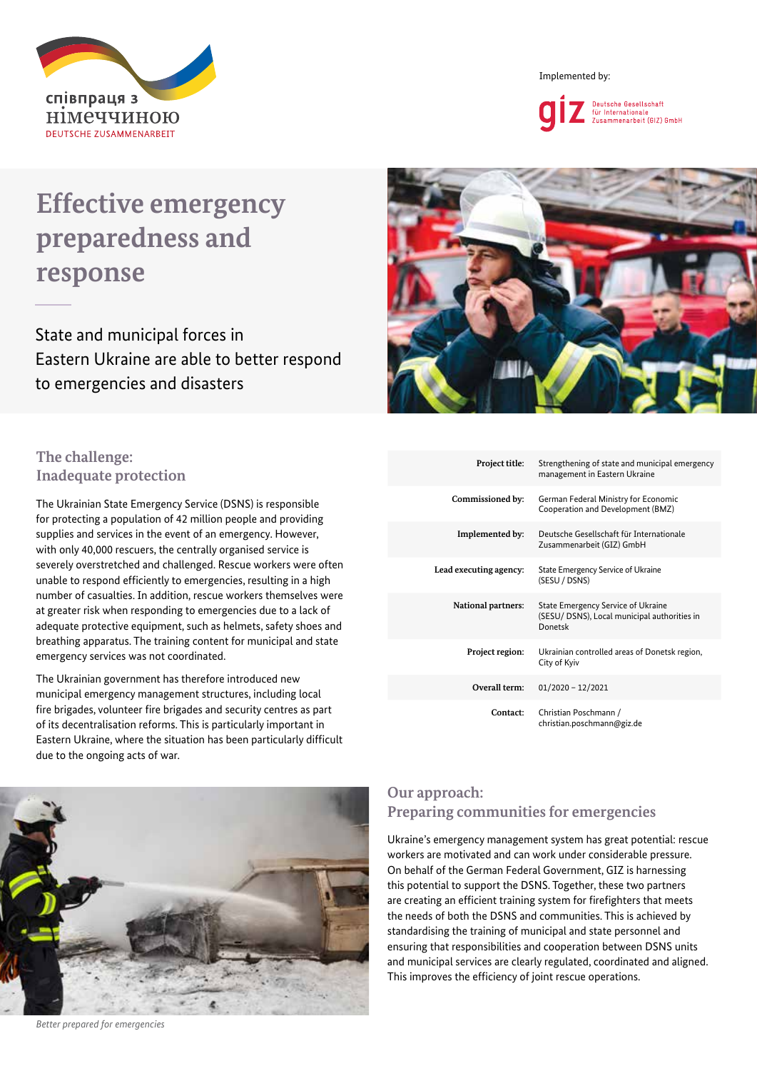співпраця з німеччиною
DEUTSCHE ZUSAMMENARBEIT

Implemented by:

giz Deutsche Gesellschaft für Internationale Zusammenarbeit (GIZ) GmbH

# Effective emergency preparedness and response

State and municipal forces in Eastern Ukraine are able to better respond to emergencies and disasters

## The challenge: Inadequate protection

The Ukrainian State Emergency Service (DSNS) is responsible for protecting a population of 42 million people and providing supplies and services in the event of an emergency. However, with only 40,000 rescuers, the centrally organised service is severely overstretched and challenged. Rescue workers were often unable to respond efficiently to emergencies, resulting in a high number of casualties. In addition, rescue workers themselves were at greater risk when responding to emergencies due to a lack of adequate protective equipment, such as helmets, safety shoes and breathing apparatus. The training content for municipal and state emergency services was not coordinated.

The Ukrainian government has therefore introduced new municipal emergency management structures, including local fire brigades, volunteer fire brigades and security centres as part of its decentralisation reforms. This is particularly important in Eastern Ukraine, where the situation has been particularly difficult due to the ongoing acts of war.

| | |
|---|---|
| **Project title:** | Strengthening of state and municipal emergency management in Eastern Ukraine |
| **Commissioned by:** | German Federal Ministry for Economic Cooperation and Development (BMZ) |
| **Implemented by:** | Deutsche Gesellschaft für Internationale Zusammenarbeit (GIZ) GmbH |
| **Lead executing agency:** | State Emergency Service of Ukraine (SESU / DSNS) |
| **National partners:** | State Emergency Service of Ukraine (SESU/ DSNS), Local municipal authorities in Donetsk |
| **Project region:** | Ukrainian controlled areas of Donetsk region, City of Kyiv |
| **Overall term:** | 01/2020 – 12/2021 |
| **Contact:** | Christian Poschmann / christian.poschmann@giz.de |

*Better prepared for emergencies*

## Our approach: Preparing communities for emergencies

Ukraine's emergency management system has great potential: rescue workers are motivated and can work under considerable pressure. On behalf of the German Federal Government, GIZ is harnessing this potential to support the DSNS. Together, these two partners are creating an efficient training system for firefighters that meets the needs of both the DSNS and communities. This is achieved by standardising the training of municipal and state personnel and ensuring that responsibilities and cooperation between DSNS units and municipal services are clearly regulated, coordinated and aligned. This improves the efficiency of joint rescue operations.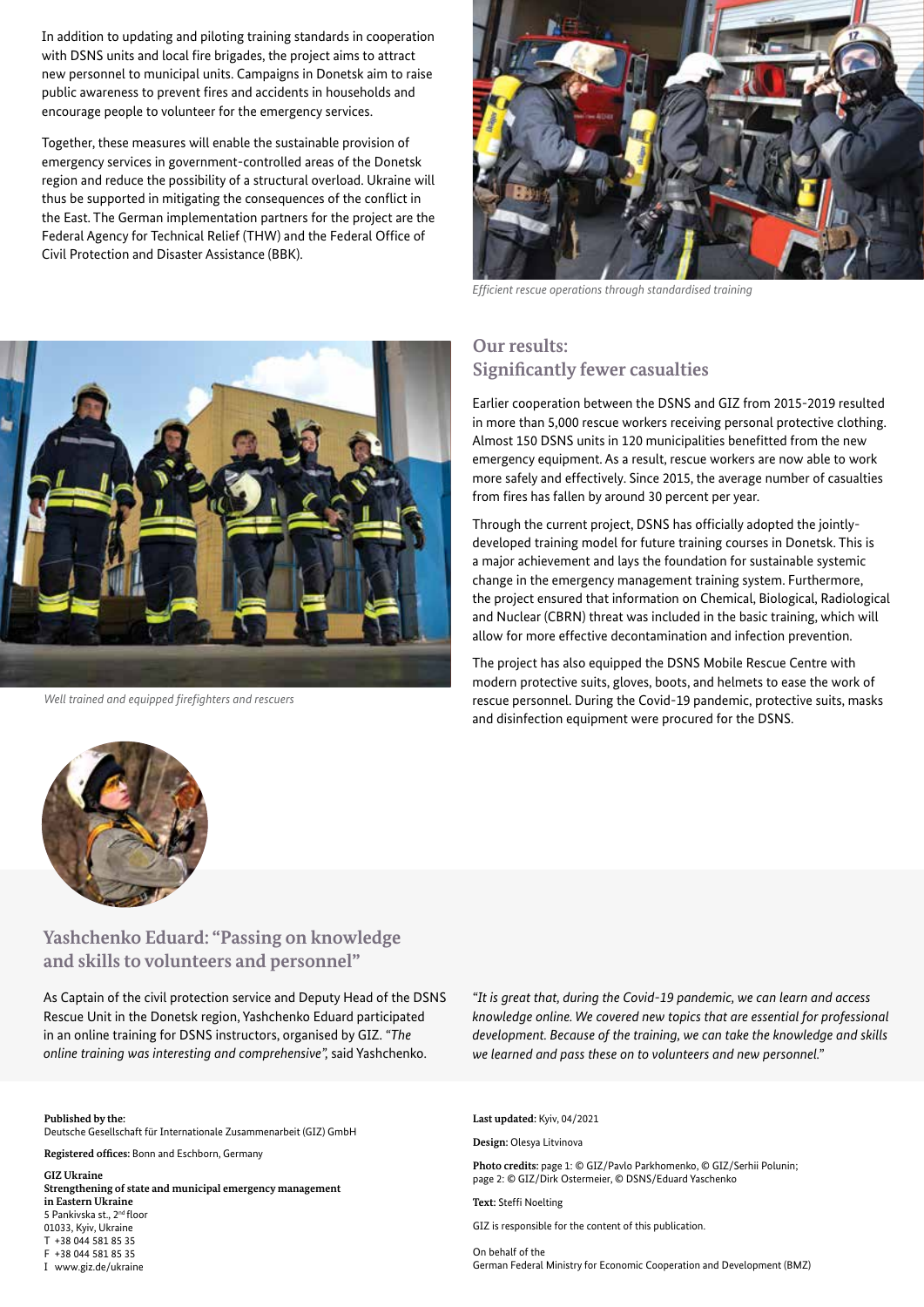In addition to updating and piloting training standards in cooperation with DSNS units and local fire brigades, the project aims to attract new personnel to municipal units. Campaigns in Donetsk aim to raise public awareness to prevent fires and accidents in households and encourage people to volunteer for the emergency services.

Together, these measures will enable the sustainable provision of emergency services in government-controlled areas of the Donetsk region and reduce the possibility of a structural overload. Ukraine will thus be supported in mitigating the consequences of the conflict in the East. The German implementation partners for the project are the Federal Agency for Technical Relief (THW) and the Federal Office of Civil Protection and Disaster Assistance (BBK).

*Efficient rescue operations through standardised training*

*Well trained and equipped firefighters and rescuers*

## Our results: Significantly fewer casualties

Earlier cooperation between the DSNS and GIZ from 2015-2019 resulted in more than 5,000 rescue workers receiving personal protective clothing. Almost 150 DSNS units in 120 municipalities benefitted from the new emergency equipment. As a result, rescue workers are now able to work more safely and effectively. Since 2015, the average number of casualties from fires has fallen by around 30 percent per year.

Through the current project, DSNS has officially adopted the jointly-developed training model for future training courses in Donetsk. This is a major achievement and lays the foundation for sustainable systemic change in the emergency management training system. Furthermore, the project ensured that information on Chemical, Biological, Radiological and Nuclear (CBRN) threat was included in the basic training, which will allow for more effective decontamination and infection prevention.

The project has also equipped the DSNS Mobile Rescue Centre with modern protective suits, gloves, boots, and helmets to ease the work of rescue personnel. During the Covid-19 pandemic, protective suits, masks and disinfection equipment were procured for the DSNS.

## Yashchenko Eduard: "Passing on knowledge and skills to volunteers and personnel"

As Captain of the civil protection service and Deputy Head of the DSNS Rescue Unit in the Donetsk region, Yashchenko Eduard participated in an online training for DSNS instructors, organised by GIZ. *"The online training was interesting and comprehensive",* said Yashchenko.

*"It is great that, during the Covid-19 pandemic, we can learn and access knowledge online. We covered new topics that are essential for professional development. Because of the training, we can take the knowledge and skills we learned and pass these on to volunteers and new personnel."*

**Published by the:**
Deutsche Gesellschaft für Internationale Zusammenarbeit (GIZ) GmbH

**Registered offices:** Bonn and Eschborn, Germany

**GIZ Ukraine**
**Strengthening of state and municipal emergency management in Eastern Ukraine**
5 Pankivska st., 2nd floor
01033, Kyiv, Ukraine
T +38 044 581 85 35
F +38 044 581 85 35
I www.giz.de/ukraine

**Last updated:** Kyiv, 04/2021

**Design:** Olesya Litvinova

**Photo credits:** page 1: © GIZ/Pavlo Parkhomenko, © GIZ/Serhii Polunin; page 2: © GIZ/Dirk Ostermeier, © DSNS/Eduard Yaschenko

**Text:** Steffi Noelting

GIZ is responsible for the content of this publication.

On behalf of the
German Federal Ministry for Economic Cooperation and Development (BMZ)